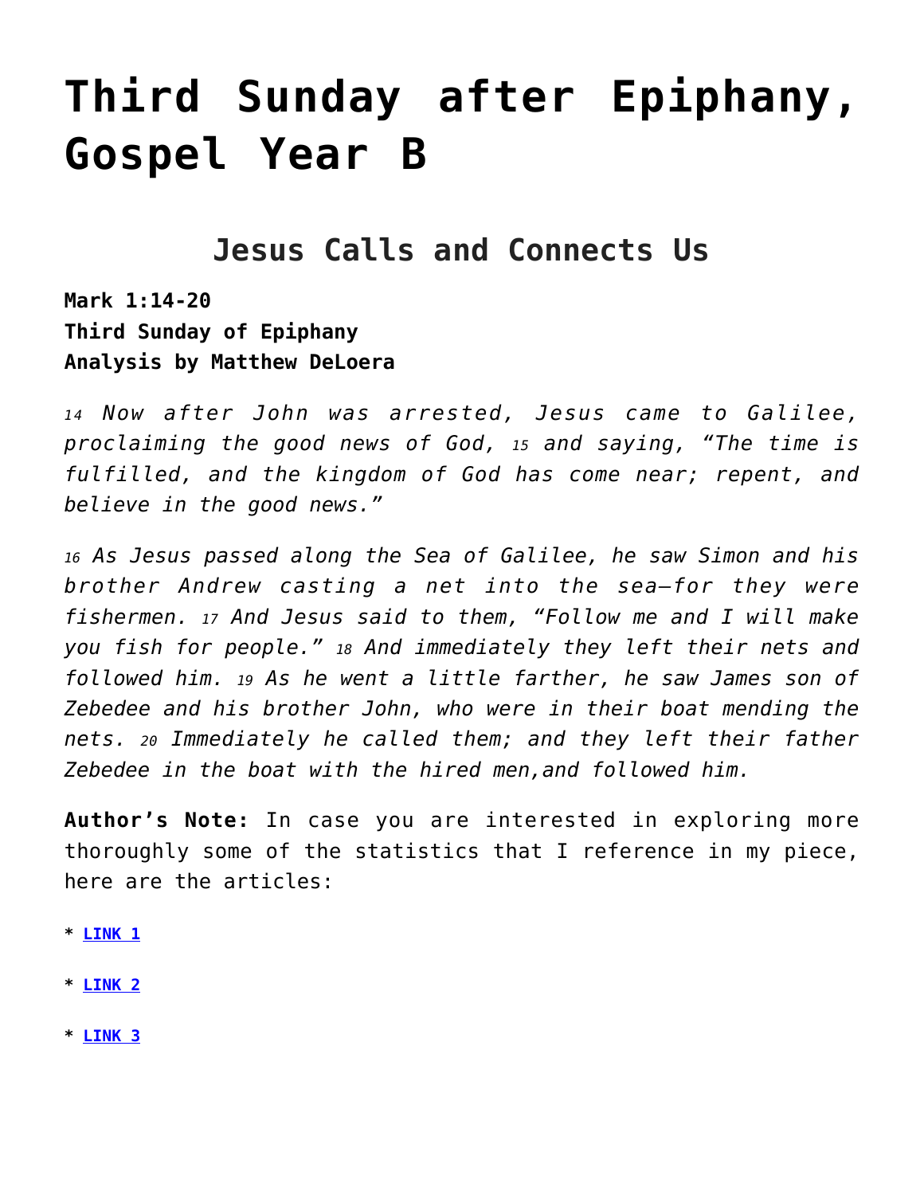# Third Sunday after Epiphany, Gospel Year B

## Jesus Calls and Connects Us

**Mark 1:14-20**
**Third Sunday of Epiphany**
**Analysis by Matthew DeLoera**

*14 Now after John was arrested, Jesus came to Galilee, proclaiming the good news of God, 15 and saying, "The time is fulfilled, and the kingdom of God has come near; repent, and believe in the good news."*

*16 As Jesus passed along the Sea of Galilee, he saw Simon and his brother Andrew casting a net into the sea—for they were fishermen. 17 And Jesus said to them, "Follow me and I will make you fish for people." 18 And immediately they left their nets and followed him. 19 As he went a little farther, he saw James son of Zebedee and his brother John, who were in their boat mending the nets. 20 Immediately he called them; and they left their father Zebedee in the boat with the hired men,and followed him.*

**Author's Note:** In case you are interested in exploring more thoroughly some of the statistics that I reference in my piece, here are the articles:

* **LINK 1**

* **LINK 2**

* **LINK 3**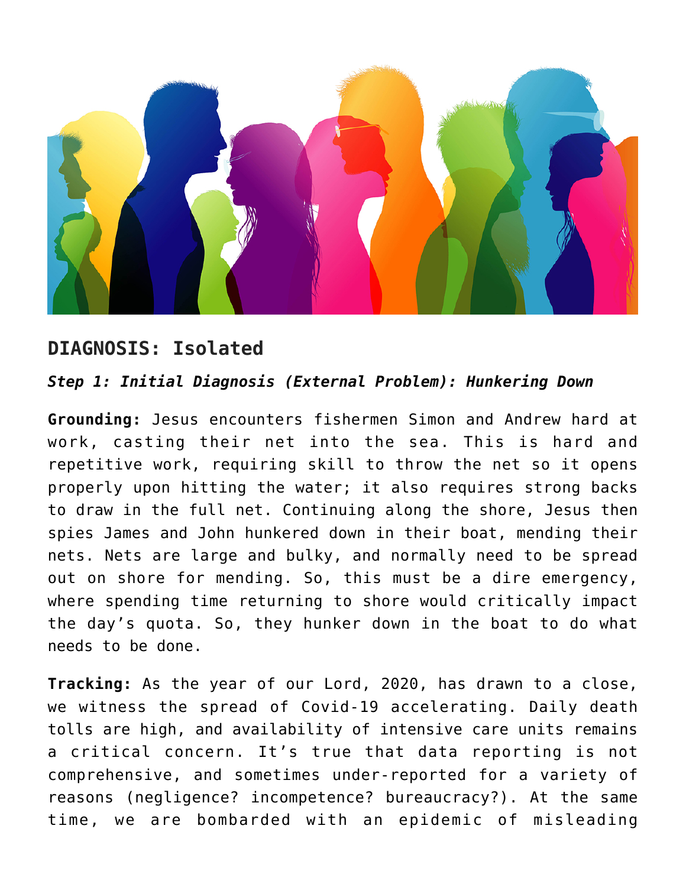## DIAGNOSIS: Isolated

***Step 1: Initial Diagnosis (External Problem): Hunkering Down***

**Grounding:** Jesus encounters fishermen Simon and Andrew hard at work, casting their net into the sea. This is hard and repetitive work, requiring skill to throw the net so it opens properly upon hitting the water; it also requires strong backs to draw in the full net. Continuing along the shore, Jesus then spies James and John hunkered down in their boat, mending their nets. Nets are large and bulky, and normally need to be spread out on shore for mending. So, this must be a dire emergency, where spending time returning to shore would critically impact the day's quota. So, they hunker down in the boat to do what needs to be done.

**Tracking:** As the year of our Lord, 2020, has drawn to a close, we witness the spread of Covid-19 accelerating. Daily death tolls are high, and availability of intensive care units remains a critical concern. It's true that data reporting is not comprehensive, and sometimes under-reported for a variety of reasons (negligence? incompetence? bureaucracy?). At the same time, we are bombarded with an epidemic of misleading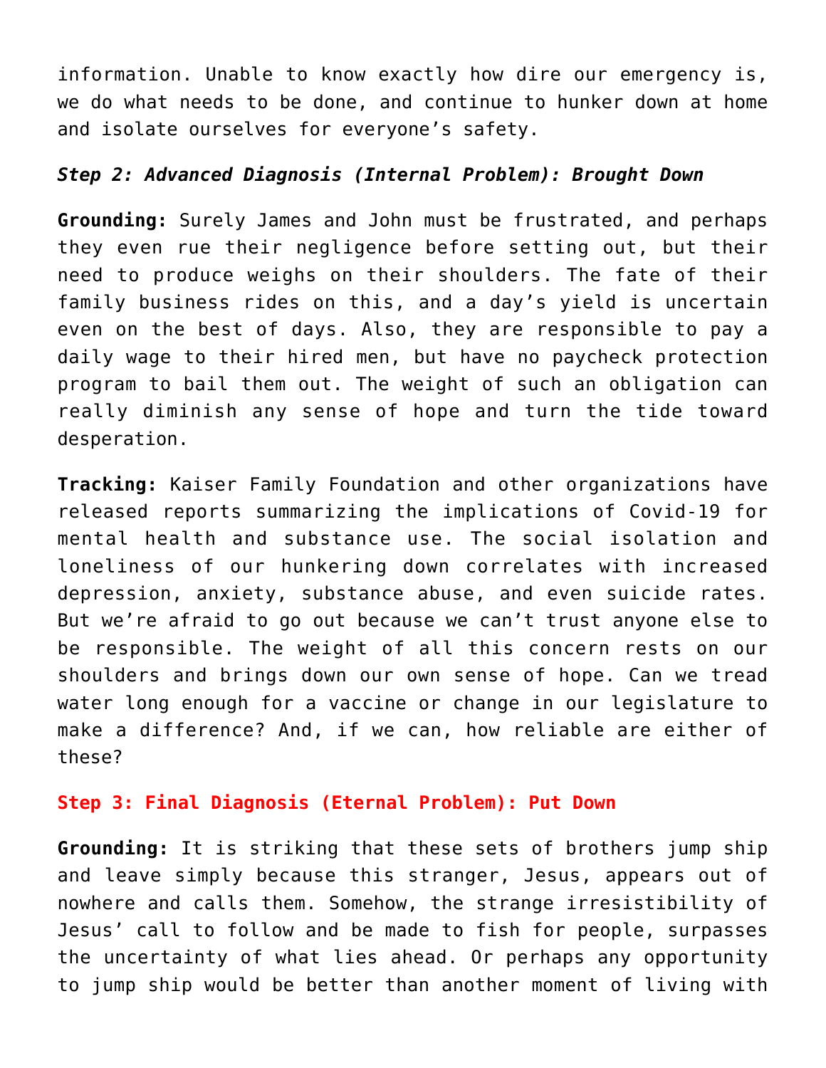information. Unable to know exactly how dire our emergency is, we do what needs to be done, and continue to hunker down at home and isolate ourselves for everyone's safety.

***Step 2: Advanced Diagnosis (Internal Problem): Brought Down***

**Grounding:** Surely James and John must be frustrated, and perhaps they even rue their negligence before setting out, but their need to produce weighs on their shoulders. The fate of their family business rides on this, and a day's yield is uncertain even on the best of days. Also, they are responsible to pay a daily wage to their hired men, but have no paycheck protection program to bail them out. The weight of such an obligation can really diminish any sense of hope and turn the tide toward desperation.

**Tracking:** Kaiser Family Foundation and other organizations have released reports summarizing the implications of Covid-19 for mental health and substance use. The social isolation and loneliness of our hunkering down correlates with increased depression, anxiety, substance abuse, and even suicide rates. But we're afraid to go out because we can't trust anyone else to be responsible. The weight of all this concern rests on our shoulders and brings down our own sense of hope. Can we tread water long enough for a vaccine or change in our legislature to make a difference? And, if we can, how reliable are either of these?

**Step 3: Final Diagnosis (Eternal Problem): Put Down**

**Grounding:** It is striking that these sets of brothers jump ship and leave simply because this stranger, Jesus, appears out of nowhere and calls them. Somehow, the strange irresistibility of Jesus' call to follow and be made to fish for people, surpasses the uncertainty of what lies ahead. Or perhaps any opportunity to jump ship would be better than another moment of living with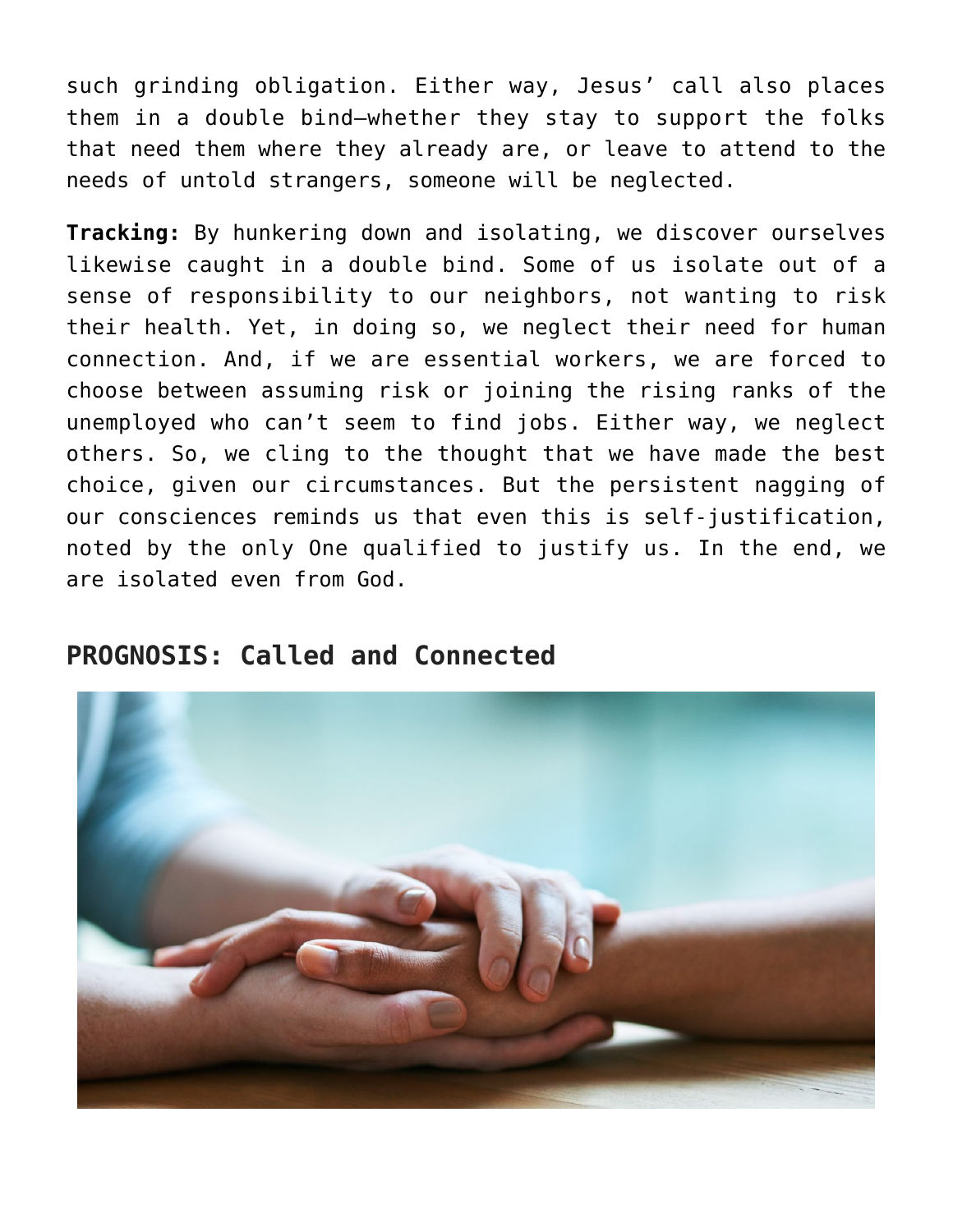such grinding obligation. Either way, Jesus' call also places them in a double bind—whether they stay to support the folks that need them where they already are, or leave to attend to the needs of untold strangers, someone will be neglected.

**Tracking:** By hunkering down and isolating, we discover ourselves likewise caught in a double bind. Some of us isolate out of a sense of responsibility to our neighbors, not wanting to risk their health. Yet, in doing so, we neglect their need for human connection. And, if we are essential workers, we are forced to choose between assuming risk or joining the rising ranks of the unemployed who can't seem to find jobs. Either way, we neglect others. So, we cling to the thought that we have made the best choice, given our circumstances. But the persistent nagging of our consciences reminds us that even this is self-justification, noted by the only One qualified to justify us. In the end, we are isolated even from God.

## PROGNOSIS: Called and Connected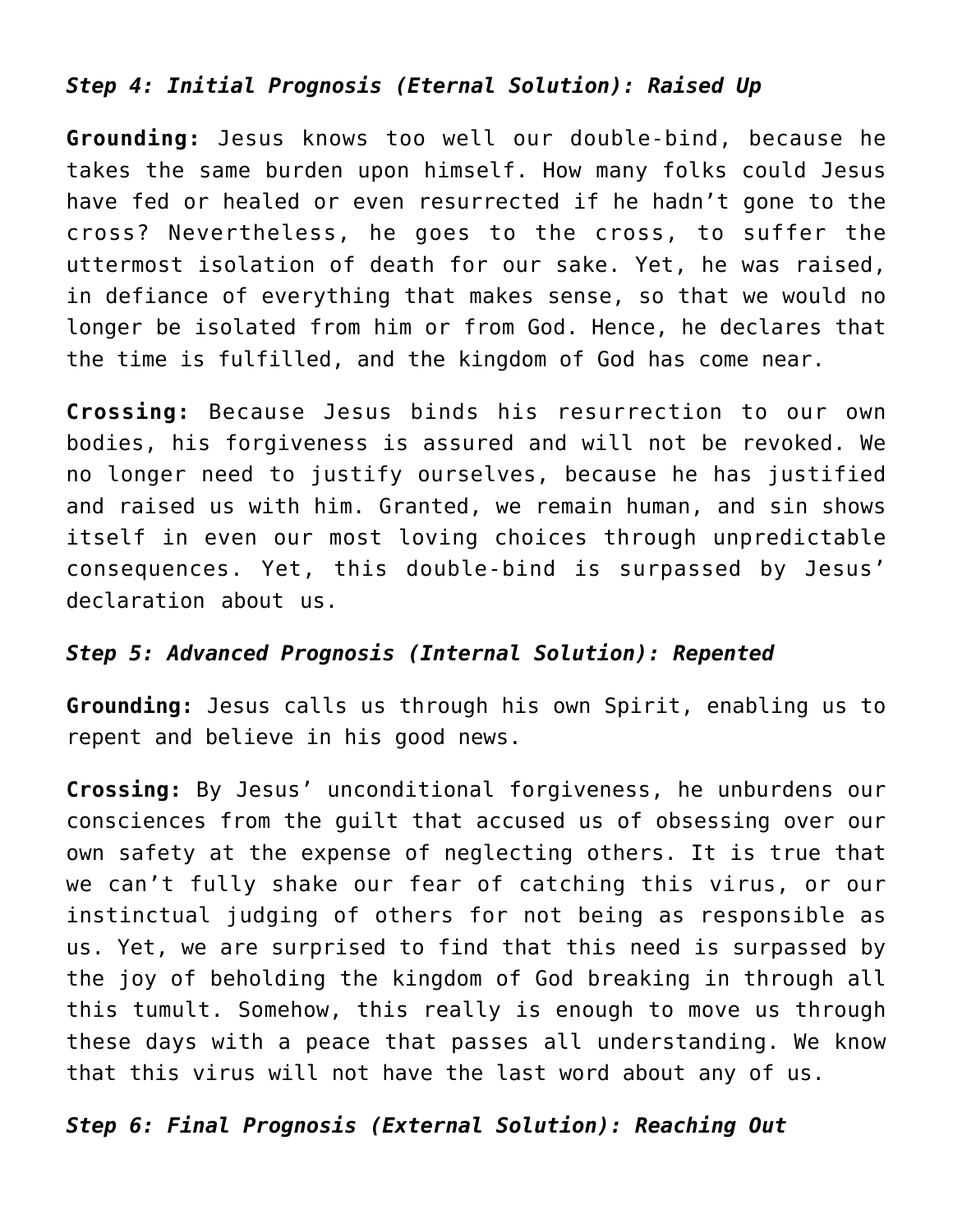### *Step 4: Initial Prognosis (Eternal Solution): Raised Up*

**Grounding:** Jesus knows too well our double-bind, because he takes the same burden upon himself. How many folks could Jesus have fed or healed or even resurrected if he hadn't gone to the cross? Nevertheless, he goes to the cross, to suffer the uttermost isolation of death for our sake. Yet, he was raised, in defiance of everything that makes sense, so that we would no longer be isolated from him or from God. Hence, he declares that the time is fulfilled, and the kingdom of God has come near.

**Crossing:** Because Jesus binds his resurrection to our own bodies, his forgiveness is assured and will not be revoked. We no longer need to justify ourselves, because he has justified and raised us with him. Granted, we remain human, and sin shows itself in even our most loving choices through unpredictable consequences. Yet, this double-bind is surpassed by Jesus' declaration about us.

### *Step 5: Advanced Prognosis (Internal Solution): Repented*

**Grounding:** Jesus calls us through his own Spirit, enabling us to repent and believe in his good news.

**Crossing:** By Jesus' unconditional forgiveness, he unburdens our consciences from the guilt that accused us of obsessing over our own safety at the expense of neglecting others. It is true that we can't fully shake our fear of catching this virus, or our instinctual judging of others for not being as responsible as us. Yet, we are surprised to find that this need is surpassed by the joy of beholding the kingdom of God breaking in through all this tumult. Somehow, this really is enough to move us through these days with a peace that passes all understanding. We know that this virus will not have the last word about any of us.

### *Step 6: Final Prognosis (External Solution): Reaching Out*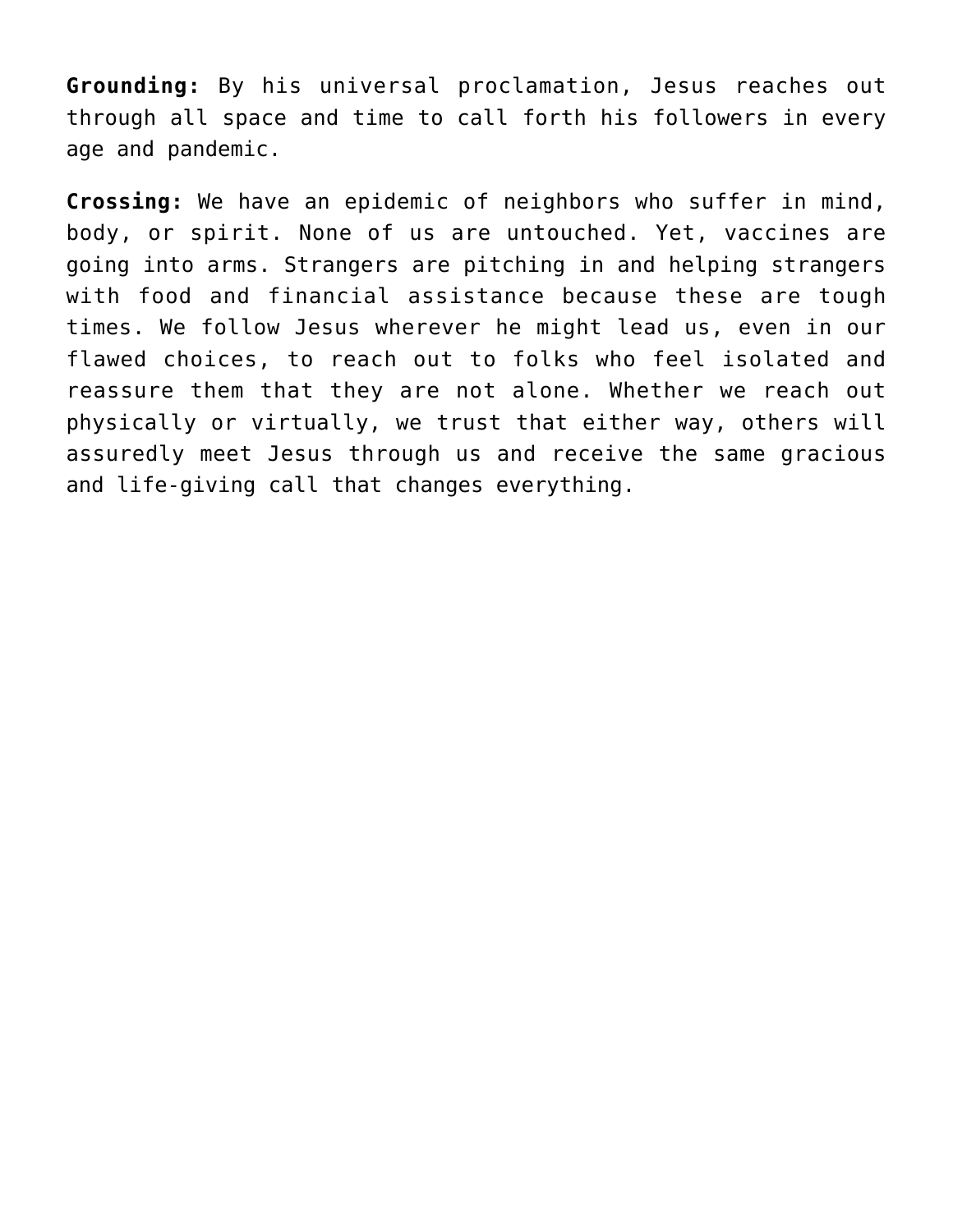**Grounding:** By his universal proclamation, Jesus reaches out through all space and time to call forth his followers in every age and pandemic.

**Crossing:** We have an epidemic of neighbors who suffer in mind, body, or spirit. None of us are untouched. Yet, vaccines are going into arms. Strangers are pitching in and helping strangers with food and financial assistance because these are tough times. We follow Jesus wherever he might lead us, even in our flawed choices, to reach out to folks who feel isolated and reassure them that they are not alone. Whether we reach out physically or virtually, we trust that either way, others will assuredly meet Jesus through us and receive the same gracious and life-giving call that changes everything.